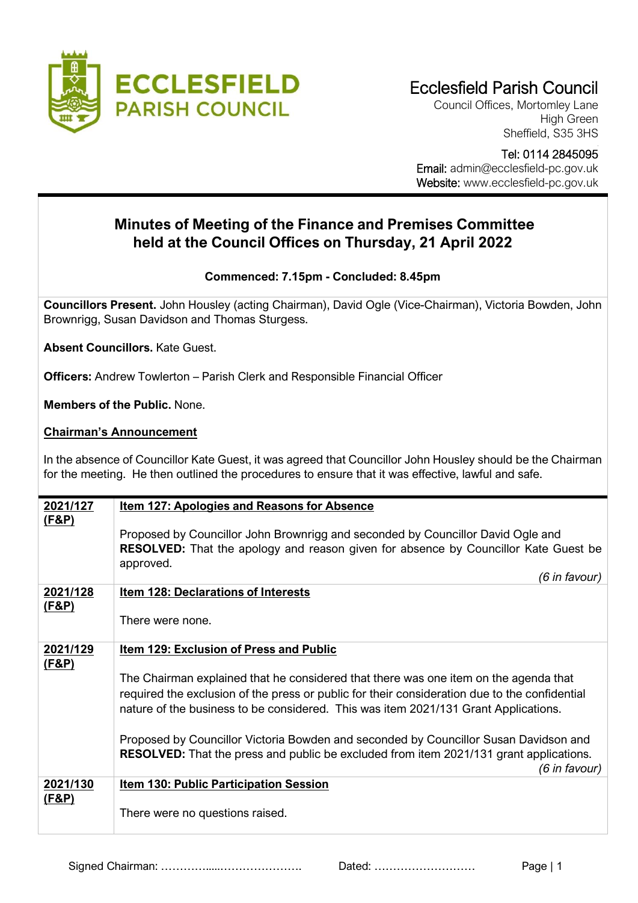Ecclesfield Parish Council
Council Offices, Mortomley Lane
High Green
Sheffield, S35 3HS

Tel: 0114 2845095
Email: admin@ecclesfield-pc.gov.uk
Website: www.ecclesfield-pc.gov.uk

# Minutes of Meeting of the Finance and Premises Committee held at the Council Offices on Thursday, 21 April 2022

**Commenced: 7.15pm - Concluded: 8.45pm**

**Councillors Present.** John Housley (acting Chairman), David Ogle (Vice-Chairman), Victoria Bowden, John Brownrigg, Susan Davidson and Thomas Sturgess.

**Absent Councillors.** Kate Guest.

**Officers:** Andrew Towlerton – Parish Clerk and Responsible Financial Officer

**Members of the Public.** None.

**Chairman's Announcement**

In the absence of Councillor Kate Guest, it was agreed that Councillor John Housley should be the Chairman for the meeting. He then outlined the procedures to ensure that it was effective, lawful and safe.

| | |
|---|---|
| **2021/127 (F&P)** | **Item 127: Apologies and Reasons for Absence**<br><br>Proposed by Councillor John Brownrigg and seconded by Councillor David Ogle and **RESOLVED:** That the apology and reason given for absence by Councillor Kate Guest be approved.<br>*(6 in favour)* |
| **2021/128 (F&P)** | **Item 128: Declarations of Interests**<br><br>There were none. |
| **2021/129 (F&P)** | **Item 129: Exclusion of Press and Public**<br><br>The Chairman explained that he considered that there was one item on the agenda that required the exclusion of the press or public for their consideration due to the confidential nature of the business to be considered. This was item 2021/131 Grant Applications.<br><br>Proposed by Councillor Victoria Bowden and seconded by Councillor Susan Davidson and **RESOLVED:** That the press and public be excluded from item 2021/131 grant applications.<br>*(6 in favour)* |
| **2021/130 (F&P)** | **Item 130: Public Participation Session**<br><br>There were no questions raised. |

Signed Chairman: ……………....…………………. Dated: ………………………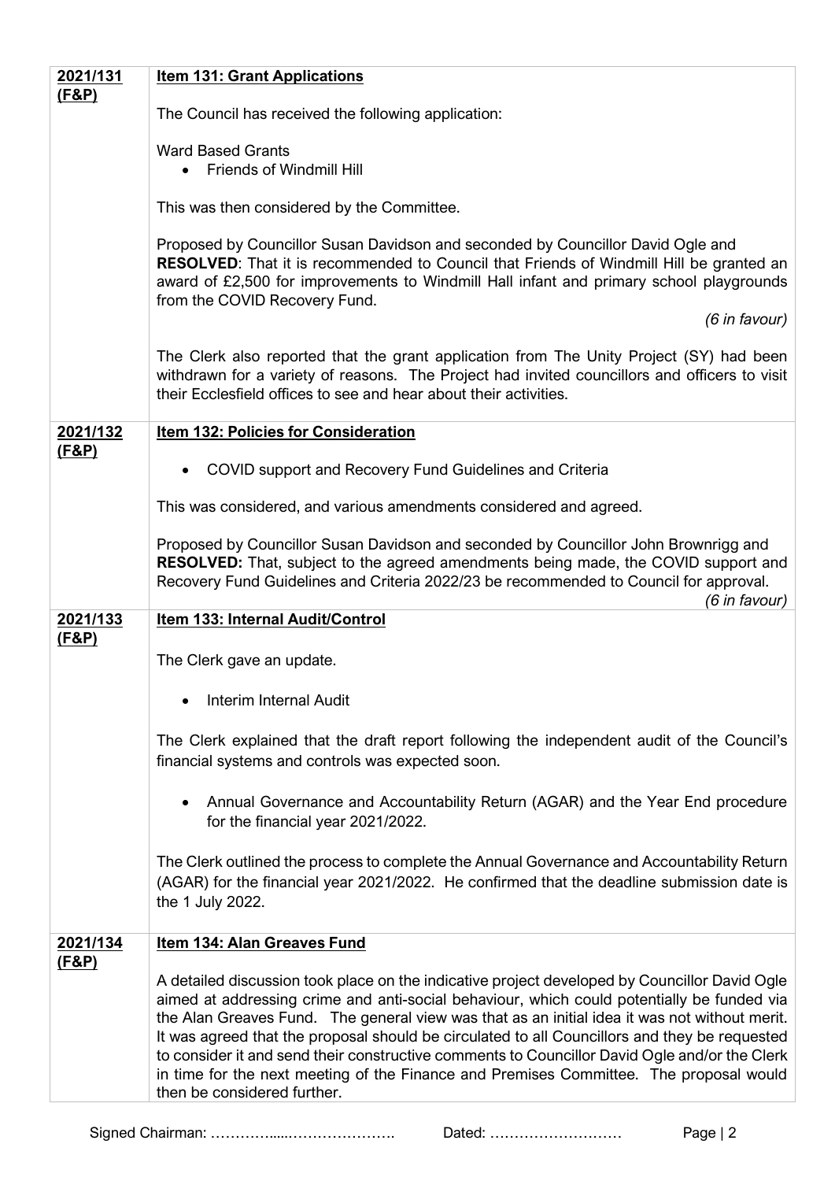| | |
|---|---|
| **2021/131 (F&P)** | **Item 131: Grant Applications**<br><br>The Council has received the following application:<br><br>Ward Based Grants<br>• Friends of Windmill Hill<br><br>This was then considered by the Committee.<br><br>Proposed by Councillor Susan Davidson and seconded by Councillor David Ogle and **RESOLVED**: That it is recommended to Council that Friends of Windmill Hill be granted an award of £2,500 for improvements to Windmill Hall infant and primary school playgrounds from the COVID Recovery Fund.<br>*(6 in favour)*<br><br>The Clerk also reported that the grant application from The Unity Project (SY) had been withdrawn for a variety of reasons. The Project had invited councillors and officers to visit their Ecclesfield offices to see and hear about their activities. |
| **2021/132 (F&P)** | **Item 132: Policies for Consideration**<br><br>• COVID support and Recovery Fund Guidelines and Criteria<br><br>This was considered, and various amendments considered and agreed.<br><br>Proposed by Councillor Susan Davidson and seconded by Councillor John Brownrigg and **RESOLVED:** That, subject to the agreed amendments being made, the COVID support and Recovery Fund Guidelines and Criteria 2022/23 be recommended to Council for approval.<br>*(6 in favour)* |
| **2021/133 (F&P)** | **Item 133: Internal Audit/Control**<br><br>The Clerk gave an update.<br><br>• Interim Internal Audit<br><br>The Clerk explained that the draft report following the independent audit of the Council's financial systems and controls was expected soon.<br><br>• Annual Governance and Accountability Return (AGAR) and the Year End procedure for the financial year 2021/2022.<br><br>The Clerk outlined the process to complete the Annual Governance and Accountability Return (AGAR) for the financial year 2021/2022. He confirmed that the deadline submission date is the 1 July 2022. |
| **2021/134 (F&P)** | **Item 134: Alan Greaves Fund**<br><br>A detailed discussion took place on the indicative project developed by Councillor David Ogle aimed at addressing crime and anti-social behaviour, which could potentially be funded via the Alan Greaves Fund. The general view was that as an initial idea it was not without merit. It was agreed that the proposal should be circulated to all Councillors and they be requested to consider it and send their constructive comments to Councillor David Ogle and/or the Clerk in time for the next meeting of the Finance and Premises Committee. The proposal would then be considered further. |

Signed Chairman: ……………....…………………. Dated: ………………………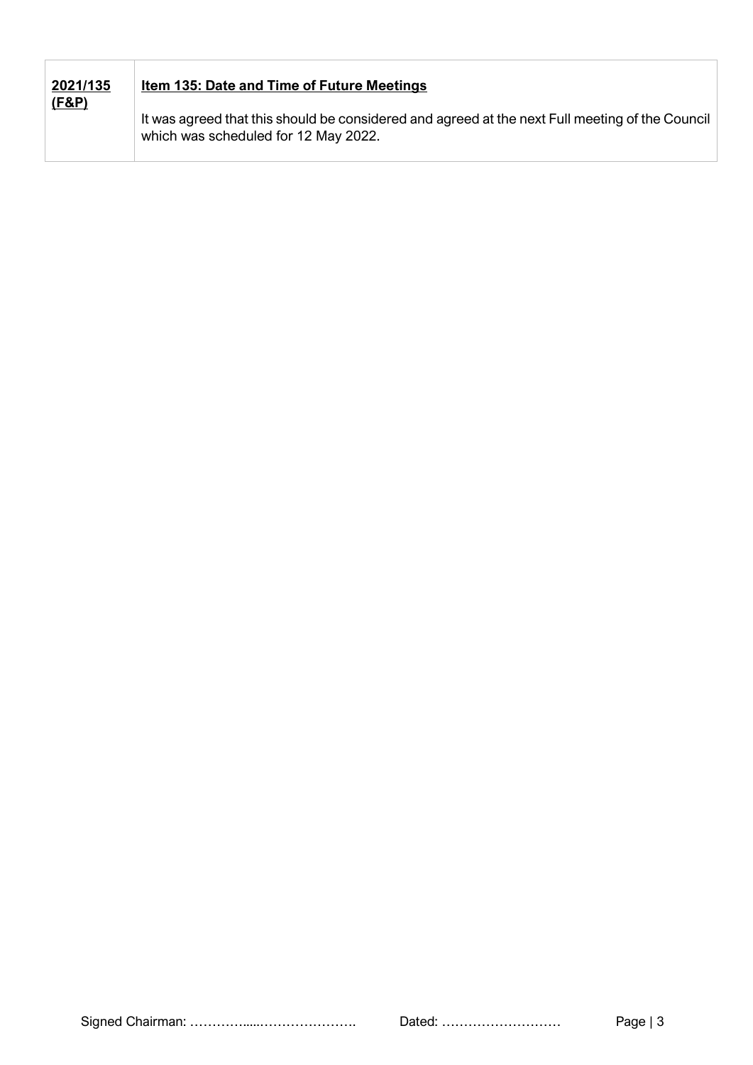| | |
|---|---|
| **2021/135 (F&P)** | **Item 135: Date and Time of Future Meetings**<br><br>It was agreed that this should be considered and agreed at the next Full meeting of the Council which was scheduled for 12 May 2022. |

Signed Chairman: …………......…………………. Dated: ………………………